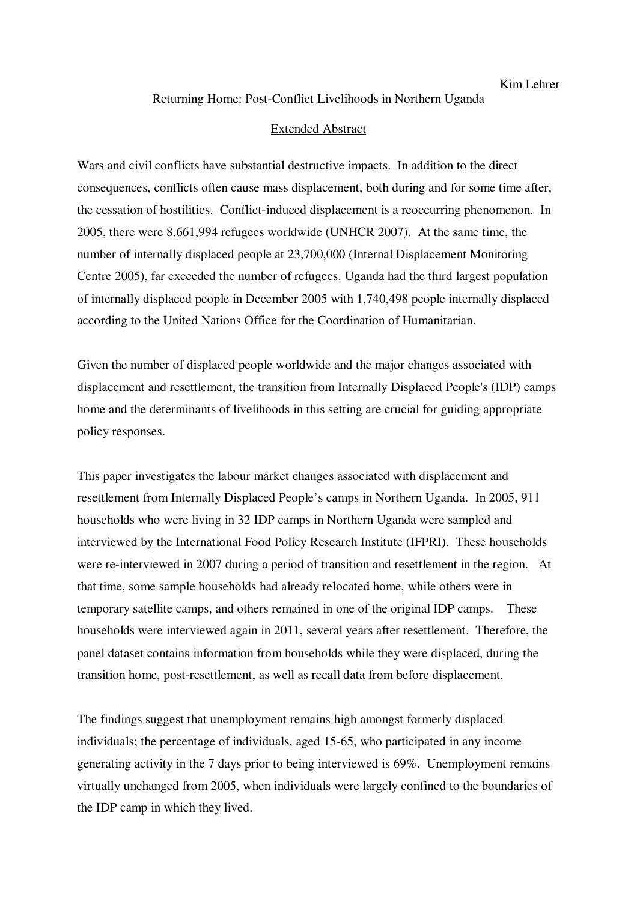Kim Lehrer

## Returning Home: Post-Conflict Livelihoods in Northern Uganda

### Extended Abstract

Wars and civil conflicts have substantial destructive impacts. In addition to the direct consequences, conflicts often cause mass displacement, both during and for some time after, the cessation of hostilities. Conflict-induced displacement is a reoccurring phenomenon. In 2005, there were 8,661,994 refugees worldwide (UNHCR 2007). At the same time, the number of internally displaced people at 23,700,000 (Internal Displacement Monitoring Centre 2005), far exceeded the number of refugees. Uganda had the third largest population of internally displaced people in December 2005 with 1,740,498 people internally displaced according to the United Nations Office for the Coordination of Humanitarian.

Given the number of displaced people worldwide and the major changes associated with displacement and resettlement, the transition from Internally Displaced People's (IDP) camps home and the determinants of livelihoods in this setting are crucial for guiding appropriate policy responses.

This paper investigates the labour market changes associated with displacement and resettlement from Internally Displaced People's camps in Northern Uganda. In 2005, 911 households who were living in 32 IDP camps in Northern Uganda were sampled and interviewed by the International Food Policy Research Institute (IFPRI). These households were re-interviewed in 2007 during a period of transition and resettlement in the region. At that time, some sample households had already relocated home, while others were in temporary satellite camps, and others remained in one of the original IDP camps. These households were interviewed again in 2011, several years after resettlement. Therefore, the panel dataset contains information from households while they were displaced, during the transition home, post-resettlement, as well as recall data from before displacement.

The findings suggest that unemployment remains high amongst formerly displaced individuals; the percentage of individuals, aged 15-65, who participated in any income generating activity in the 7 days prior to being interviewed is 69%. Unemployment remains virtually unchanged from 2005, when individuals were largely confined to the boundaries of the IDP camp in which they lived.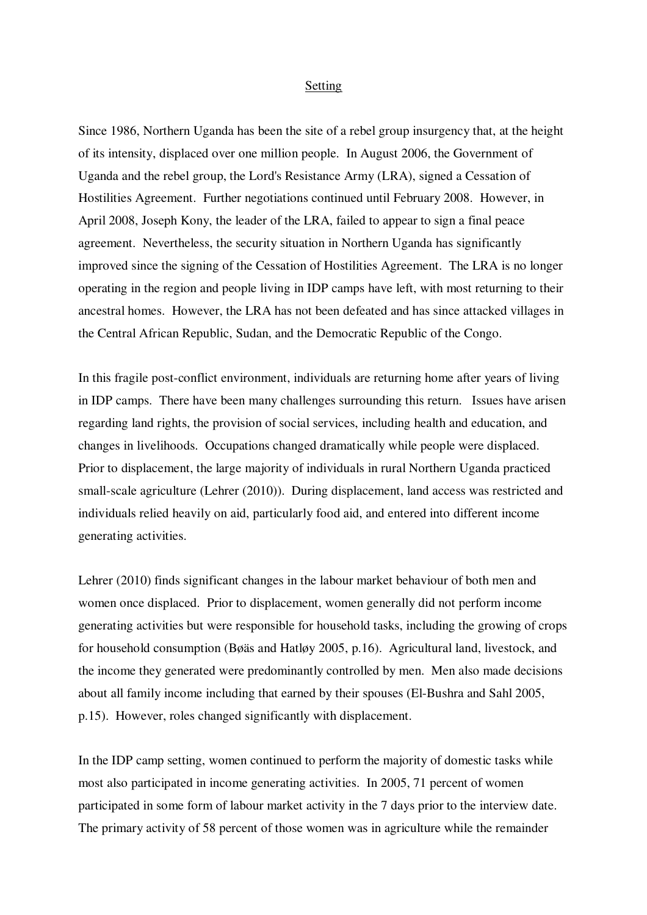## Setting

Since 1986, Northern Uganda has been the site of a rebel group insurgency that, at the height of its intensity, displaced over one million people. In August 2006, the Government of Uganda and the rebel group, the Lord's Resistance Army (LRA), signed a Cessation of Hostilities Agreement. Further negotiations continued until February 2008. However, in April 2008, Joseph Kony, the leader of the LRA, failed to appear to sign a final peace agreement. Nevertheless, the security situation in Northern Uganda has significantly improved since the signing of the Cessation of Hostilities Agreement. The LRA is no longer operating in the region and people living in IDP camps have left, with most returning to their ancestral homes. However, the LRA has not been defeated and has since attacked villages in the Central African Republic, Sudan, and the Democratic Republic of the Congo.

In this fragile post-conflict environment, individuals are returning home after years of living in IDP camps. There have been many challenges surrounding this return. Issues have arisen regarding land rights, the provision of social services, including health and education, and changes in livelihoods. Occupations changed dramatically while people were displaced. Prior to displacement, the large majority of individuals in rural Northern Uganda practiced small-scale agriculture (Lehrer (2010)). During displacement, land access was restricted and individuals relied heavily on aid, particularly food aid, and entered into different income generating activities.

Lehrer (2010) finds significant changes in the labour market behaviour of both men and women once displaced. Prior to displacement, women generally did not perform income generating activities but were responsible for household tasks, including the growing of crops for household consumption (Bøäs and Hatløy 2005, p.16). Agricultural land, livestock, and the income they generated were predominantly controlled by men. Men also made decisions about all family income including that earned by their spouses (El-Bushra and Sahl 2005, p.15). However, roles changed significantly with displacement.

In the IDP camp setting, women continued to perform the majority of domestic tasks while most also participated in income generating activities. In 2005, 71 percent of women participated in some form of labour market activity in the 7 days prior to the interview date. The primary activity of 58 percent of those women was in agriculture while the remainder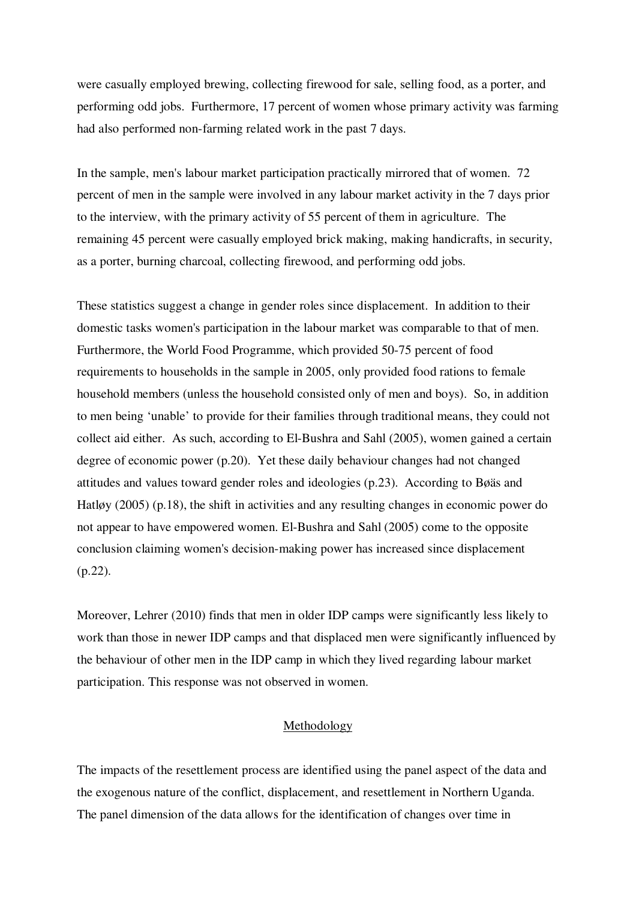were casually employed brewing, collecting firewood for sale, selling food, as a porter, and performing odd jobs. Furthermore, 17 percent of women whose primary activity was farming had also performed non-farming related work in the past 7 days.

In the sample, men's labour market participation practically mirrored that of women. 72 percent of men in the sample were involved in any labour market activity in the 7 days prior to the interview, with the primary activity of 55 percent of them in agriculture. The remaining 45 percent were casually employed brick making, making handicrafts, in security, as a porter, burning charcoal, collecting firewood, and performing odd jobs.

These statistics suggest a change in gender roles since displacement. In addition to their domestic tasks women's participation in the labour market was comparable to that of men. Furthermore, the World Food Programme, which provided 50-75 percent of food requirements to households in the sample in 2005, only provided food rations to female household members (unless the household consisted only of men and boys). So, in addition to men being 'unable' to provide for their families through traditional means, they could not collect aid either. As such, according to El-Bushra and Sahl (2005), women gained a certain degree of economic power (p.20). Yet these daily behaviour changes had not changed attitudes and values toward gender roles and ideologies (p.23). According to Bøäs and Hatløy (2005) (p.18), the shift in activities and any resulting changes in economic power do not appear to have empowered women. El-Bushra and Sahl (2005) come to the opposite conclusion claiming women's decision-making power has increased since displacement (p.22).

Moreover, Lehrer (2010) finds that men in older IDP camps were significantly less likely to work than those in newer IDP camps and that displaced men were significantly influenced by the behaviour of other men in the IDP camp in which they lived regarding labour market participation. This response was not observed in women.

## Methodology

The impacts of the resettlement process are identified using the panel aspect of the data and the exogenous nature of the conflict, displacement, and resettlement in Northern Uganda. The panel dimension of the data allows for the identification of changes over time in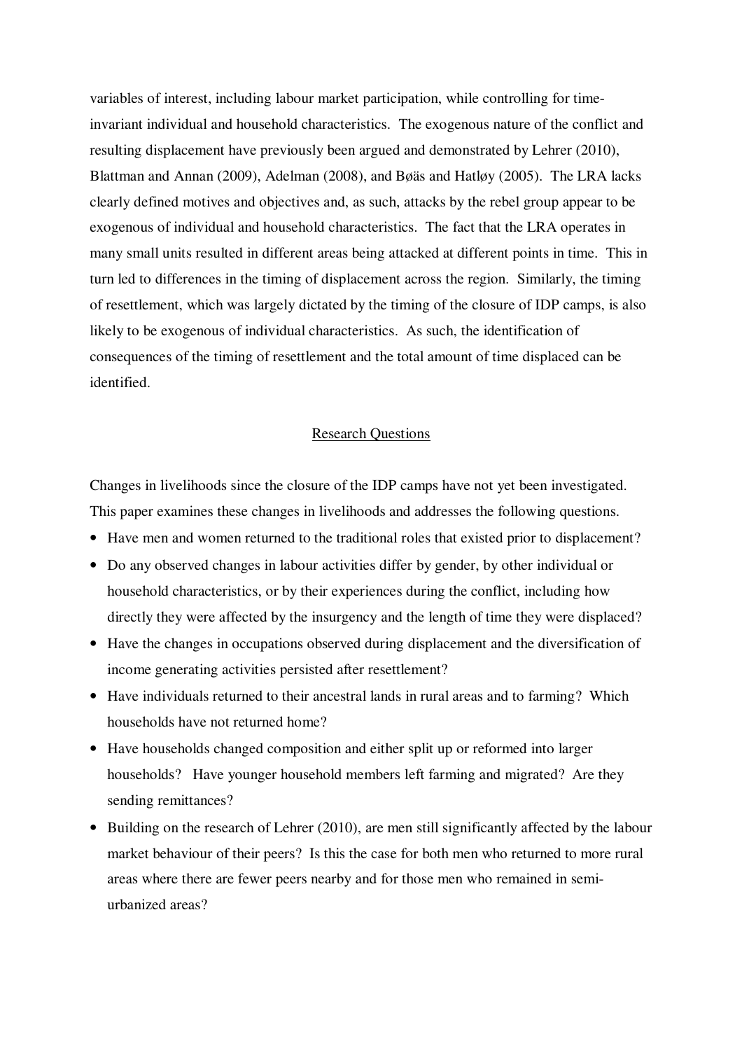variables of interest, including labour market participation, while controlling for time-invariant individual and household characteristics. The exogenous nature of the conflict and resulting displacement have previously been argued and demonstrated by Lehrer (2010), Blattman and Annan (2009), Adelman (2008), and Bøäs and Hatløy (2005). The LRA lacks clearly defined motives and objectives and, as such, attacks by the rebel group appear to be exogenous of individual and household characteristics. The fact that the LRA operates in many small units resulted in different areas being attacked at different points in time. This in turn led to differences in the timing of displacement across the region. Similarly, the timing of resettlement, which was largely dictated by the timing of the closure of IDP camps, is also likely to be exogenous of individual characteristics. As such, the identification of consequences of the timing of resettlement and the total amount of time displaced can be identified.

## Research Questions

Changes in livelihoods since the closure of the IDP camps have not yet been investigated. This paper examines these changes in livelihoods and addresses the following questions.

- Have men and women returned to the traditional roles that existed prior to displacement?
- Do any observed changes in labour activities differ by gender, by other individual or household characteristics, or by their experiences during the conflict, including how directly they were affected by the insurgency and the length of time they were displaced?
- Have the changes in occupations observed during displacement and the diversification of income generating activities persisted after resettlement?
- Have individuals returned to their ancestral lands in rural areas and to farming? Which households have not returned home?
- Have households changed composition and either split up or reformed into larger households? Have younger household members left farming and migrated? Are they sending remittances?
- Building on the research of Lehrer (2010), are men still significantly affected by the labour market behaviour of their peers? Is this the case for both men who returned to more rural areas where there are fewer peers nearby and for those men who remained in semi-urbanized areas?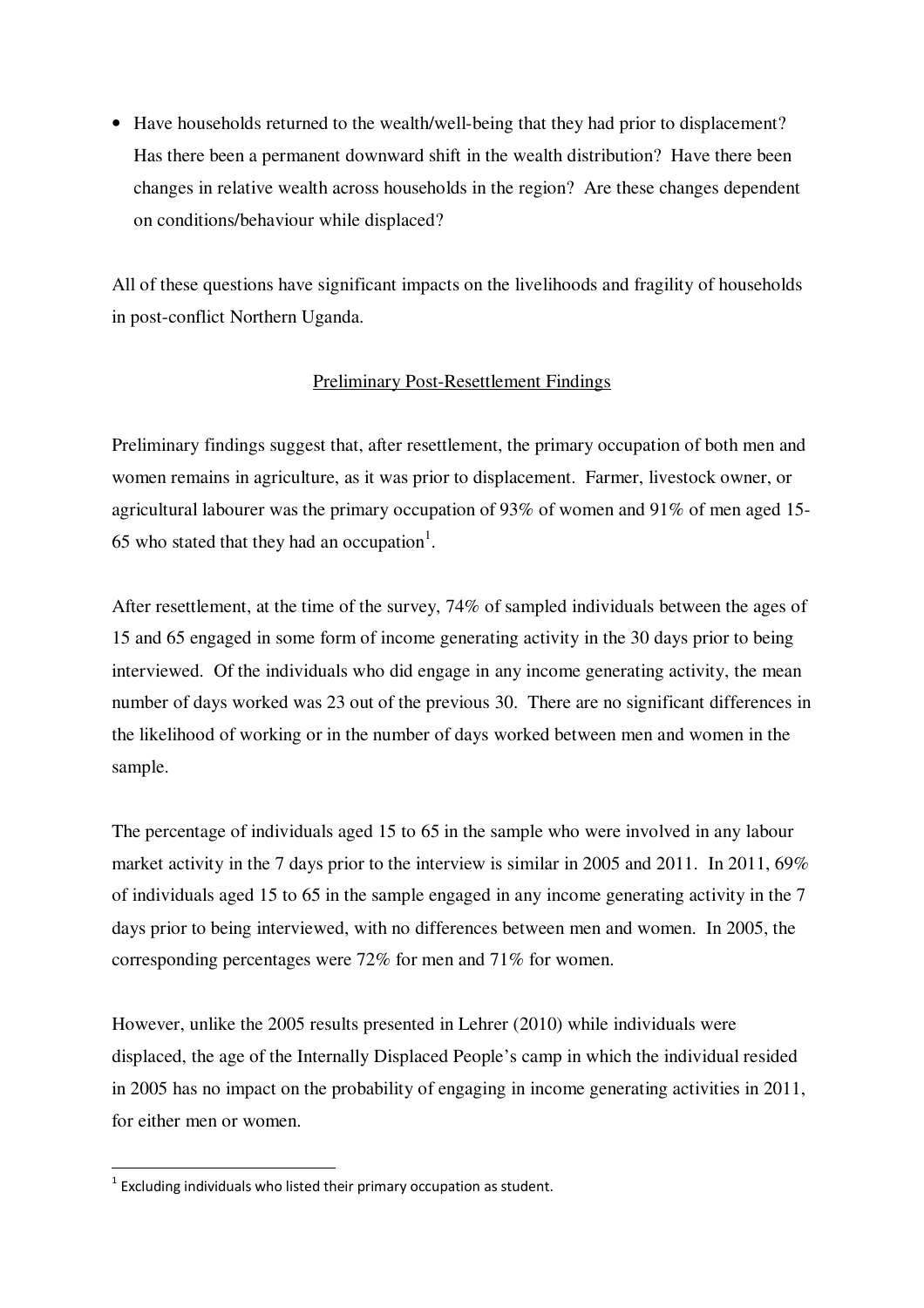- Have households returned to the wealth/well-being that they had prior to displacement? Has there been a permanent downward shift in the wealth distribution? Have there been changes in relative wealth across households in the region? Are these changes dependent on conditions/behaviour while displaced?

All of these questions have significant impacts on the livelihoods and fragility of households in post-conflict Northern Uganda.

## Preliminary Post-Resettlement Findings

Preliminary findings suggest that, after resettlement, the primary occupation of both men and women remains in agriculture, as it was prior to displacement. Farmer, livestock owner, or agricultural labourer was the primary occupation of 93% of women and 91% of men aged 15-65 who stated that they had an occupation[1].

After resettlement, at the time of the survey, 74% of sampled individuals between the ages of 15 and 65 engaged in some form of income generating activity in the 30 days prior to being interviewed. Of the individuals who did engage in any income generating activity, the mean number of days worked was 23 out of the previous 30. There are no significant differences in the likelihood of working or in the number of days worked between men and women in the sample.

The percentage of individuals aged 15 to 65 in the sample who were involved in any labour market activity in the 7 days prior to the interview is similar in 2005 and 2011. In 2011, 69% of individuals aged 15 to 65 in the sample engaged in any income generating activity in the 7 days prior to being interviewed, with no differences between men and women. In 2005, the corresponding percentages were 72% for men and 71% for women.

However, unlike the 2005 results presented in Lehrer (2010) while individuals were displaced, the age of the Internally Displaced People's camp in which the individual resided in 2005 has no impact on the probability of engaging in income generating activities in 2011, for either men or women.

[1] Excluding individuals who listed their primary occupation as student.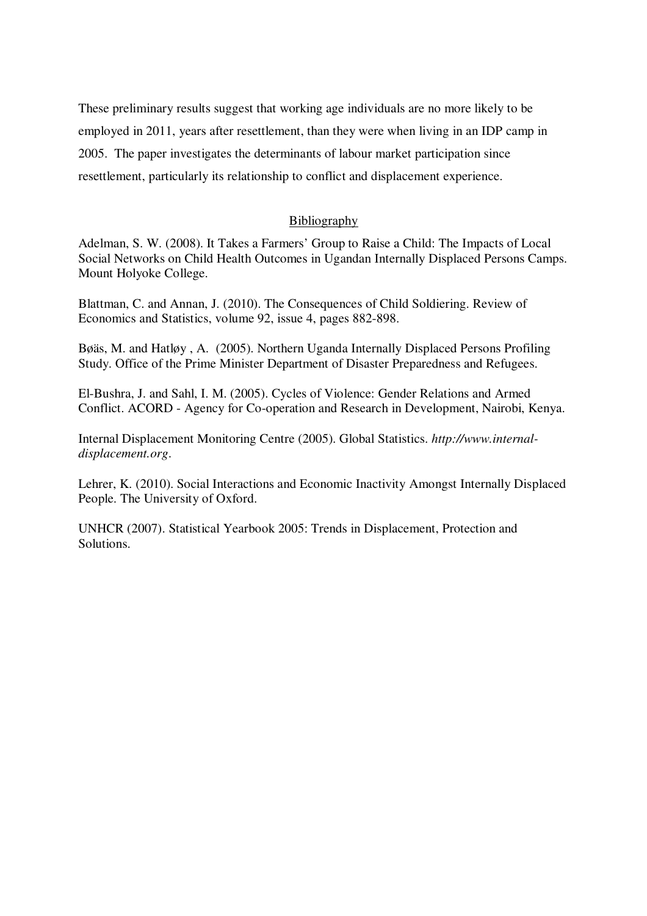These preliminary results suggest that working age individuals are no more likely to be employed in 2011, years after resettlement, than they were when living in an IDP camp in 2005. The paper investigates the determinants of labour market participation since resettlement, particularly its relationship to conflict and displacement experience.

## Bibliography

Adelman, S. W. (2008). It Takes a Farmers' Group to Raise a Child: The Impacts of Local Social Networks on Child Health Outcomes in Ugandan Internally Displaced Persons Camps. Mount Holyoke College.

Blattman, C. and Annan, J. (2010). The Consequences of Child Soldiering. Review of Economics and Statistics, volume 92, issue 4, pages 882-898.

Bøäs, M. and Hatløy , A. (2005). Northern Uganda Internally Displaced Persons Profiling Study. Office of the Prime Minister Department of Disaster Preparedness and Refugees.

El-Bushra, J. and Sahl, I. M. (2005). Cycles of Violence: Gender Relations and Armed Conflict. ACORD - Agency for Co-operation and Research in Development, Nairobi, Kenya.

Internal Displacement Monitoring Centre (2005). Global Statistics. *http://www.internal-displacement.org*.

Lehrer, K. (2010). Social Interactions and Economic Inactivity Amongst Internally Displaced People. The University of Oxford.

UNHCR (2007). Statistical Yearbook 2005: Trends in Displacement, Protection and Solutions.